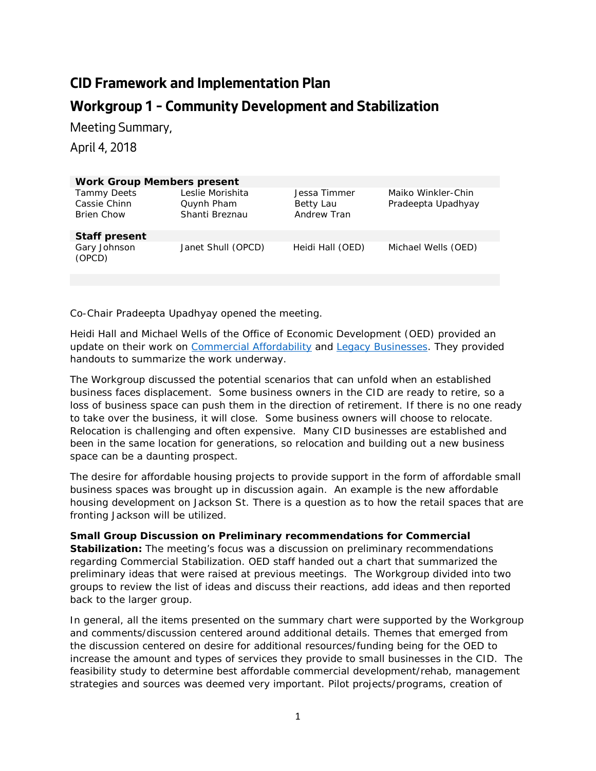# CID Framework and Implementation Plan

# Workgroup 1 – Community Development and Stabilization

Meeting Summary,

April 4, 2018

| Work Group Members present | | | |
|---|---|---|---|
| Tammy Deets | Leslie Morishita | Jessa Timmer | Maiko Winkler-Chin |
| Cassie Chinn | Quynh Pham | Betty Lau | Pradeepta Upadhyay |
| Brien Chow | Shanti Breznau | Andrew Tran | |
| **Staff present** | | | |
| Gary Johnson (OPCD) | Janet Shull (OPCD) | Heidi Hall (OED) | Michael Wells (OED) |

Co-Chair Pradeepta Upadhyay opened the meeting.

Heidi Hall and Michael Wells of the Office of Economic Development (OED) provided an update on their work on Commercial Affordability and Legacy Businesses. They provided handouts to summarize the work underway.

The Workgroup discussed the potential scenarios that can unfold when an established business faces displacement. Some business owners in the CID are ready to retire, so a loss of business space can push them in the direction of retirement. If there is no one ready to take over the business, it will close. Some business owners will choose to relocate. Relocation is challenging and often expensive. Many CID businesses are established and been in the same location for generations, so relocation and building out a new business space can be a daunting prospect.

The desire for affordable housing projects to provide support in the form of affordable small business spaces was brought up in discussion again. An example is the new affordable housing development on Jackson St. There is a question as to how the retail spaces that are fronting Jackson will be utilized.

**Small Group Discussion on Preliminary recommendations for Commercial Stabilization:** The meeting's focus was a discussion on preliminary recommendations regarding Commercial Stabilization. OED staff handed out a chart that summarized the preliminary ideas that were raised at previous meetings. The Workgroup divided into two groups to review the list of ideas and discuss their reactions, add ideas and then reported back to the larger group.

In general, all the items presented on the summary chart were supported by the Workgroup and comments/discussion centered around additional details. Themes that emerged from the discussion centered on desire for additional resources/funding being for the OED to increase the amount and types of services they provide to small businesses in the CID. The feasibility study to determine best affordable commercial development/rehab, management strategies and sources was deemed very important. Pilot projects/programs, creation of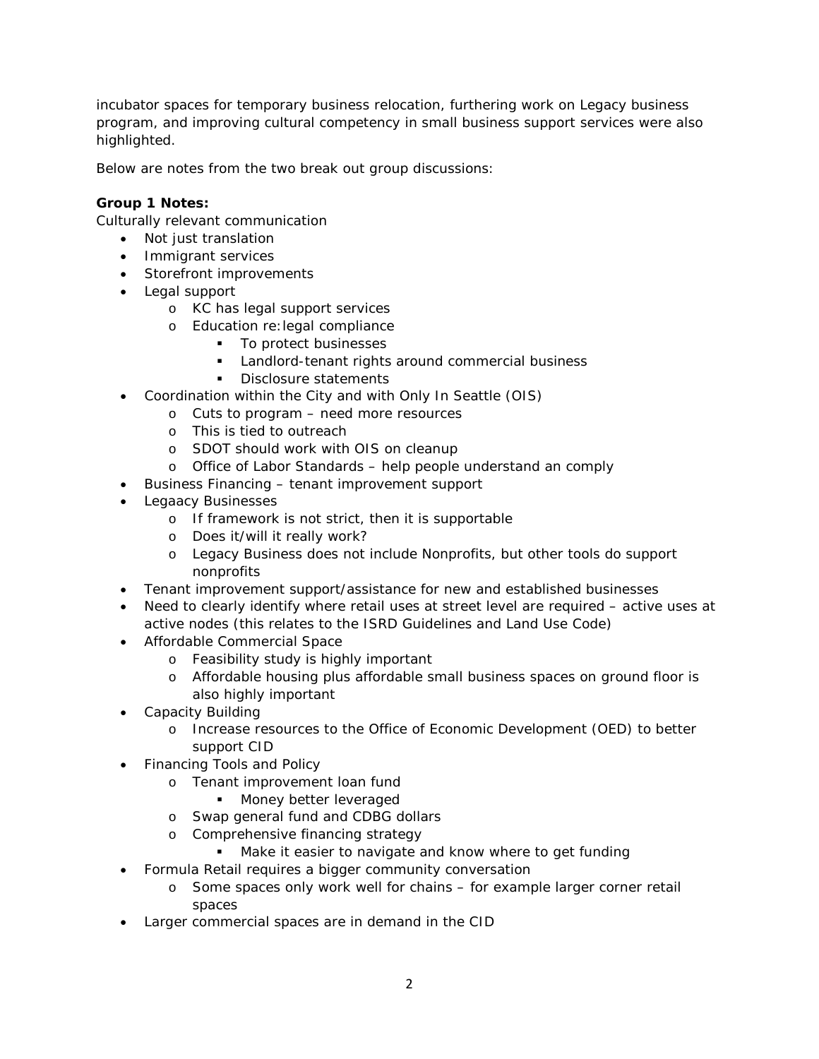incubator spaces for temporary business relocation, furthering work on Legacy business program, and improving cultural competency in small business support services were also highlighted.

Below are notes from the two break out group discussions:

**Group 1 Notes:**
Culturally relevant communication

- Not just translation
- Immigrant services
- Storefront improvements
- Legal support
    - KC has legal support services
    - Education re:legal compliance
        - To protect businesses
        - Landlord-tenant rights around commercial business
        - Disclosure statements
- Coordination within the City and with Only In Seattle (OIS)
    - Cuts to program – need more resources
    - This is tied to outreach
    - SDOT should work with OIS on cleanup
    - Office of Labor Standards – help people understand an comply
- Business Financing – tenant improvement support
- Legaacy Businesses
    - If framework is not strict, then it is supportable
    - Does it/will it really work?
    - Legacy Business does not include Nonprofits, but other tools do support nonprofits
- Tenant improvement support/assistance for new and established businesses
- Need to clearly identify where retail uses at street level are required – active uses at active nodes (this relates to the ISRD Guidelines and Land Use Code)
- Affordable Commercial Space
    - Feasibility study is highly important
    - Affordable housing plus affordable small business spaces on ground floor is also highly important
- Capacity Building
    - Increase resources to the Office of Economic Development (OED) to better support CID
- Financing Tools and Policy
    - Tenant improvement loan fund
        - Money better leveraged
    - Swap general fund and CDBG dollars
    - Comprehensive financing strategy
        - Make it easier to navigate and know where to get funding
- Formula Retail requires a bigger community conversation
    - Some spaces only work well for chains – for example larger corner retail spaces
- Larger commercial spaces are in demand in the CID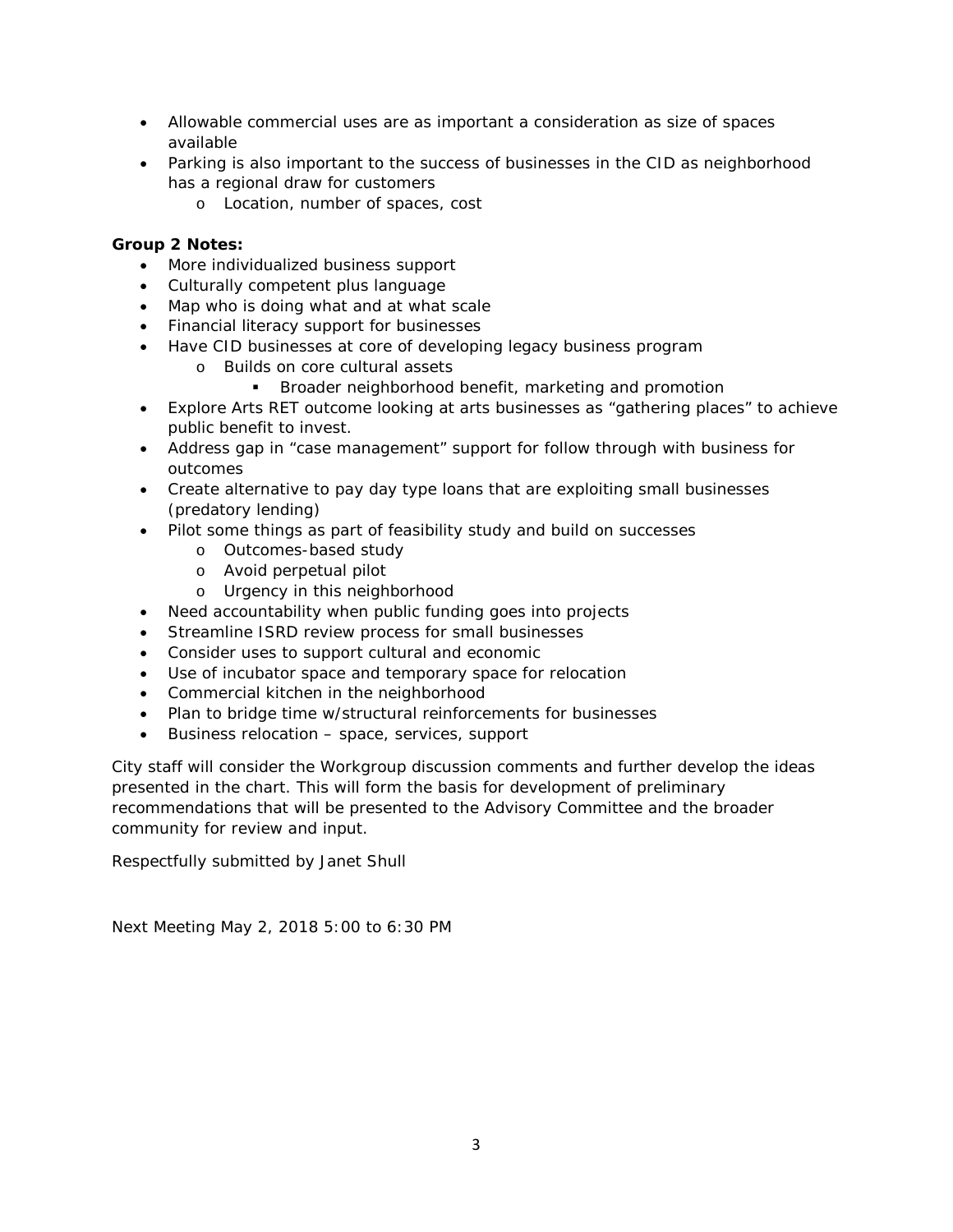- Allowable commercial uses are as important a consideration as size of spaces available
- Parking is also important to the success of businesses in the CID as neighborhood has a regional draw for customers
  - Location, number of spaces, cost

**Group 2 Notes:**

- More individualized business support
- Culturally competent plus language
- Map who is doing what and at what scale
- Financial literacy support for businesses
- Have CID businesses at core of developing legacy business program
  - Builds on core cultural assets
    - Broader neighborhood benefit, marketing and promotion
- Explore Arts RET outcome looking at arts businesses as "gathering places" to achieve public benefit to invest.
- Address gap in "case management" support for follow through with business for outcomes
- Create alternative to pay day type loans that are exploiting small businesses (predatory lending)
- Pilot some things as part of feasibility study and build on successes
  - Outcomes-based study
  - Avoid perpetual pilot
  - Urgency in this neighborhood
- Need accountability when public funding goes into projects
- Streamline ISRD review process for small businesses
- Consider uses to support cultural and economic
- Use of incubator space and temporary space for relocation
- Commercial kitchen in the neighborhood
- Plan to bridge time w/structural reinforcements for businesses
- Business relocation – space, services, support

City staff will consider the Workgroup discussion comments and further develop the ideas presented in the chart. This will form the basis for development of preliminary recommendations that will be presented to the Advisory Committee and the broader community for review and input.

Respectfully submitted by Janet Shull

Next Meeting May 2, 2018 5:00 to 6:30 PM